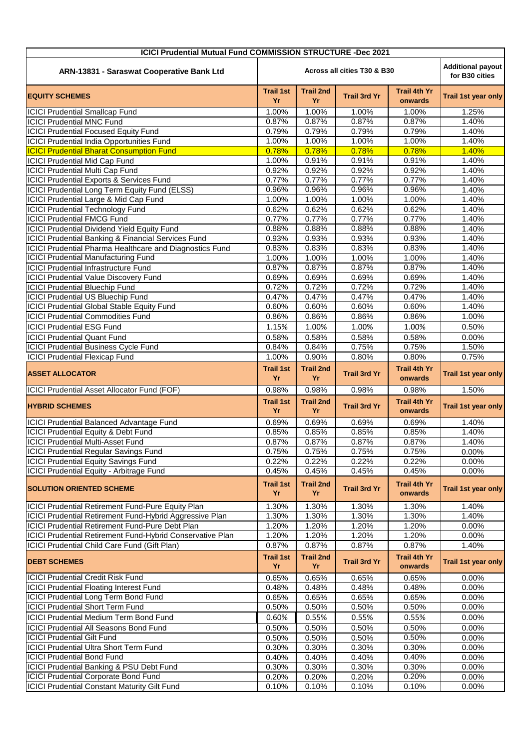| ICICI Prudential Mutual Fund COMMISSION STRUCTURE -Dec 2021 | | | | | |
|---|---|---|---|---|---|
| ARN-13831 - Saraswat Cooperative Bank Ltd | Across all cities T30 & B30 | | | | Additional payout for B30 cities |
| **EQUITY SCHEMES** | **Trail 1st Yr** | **Trail 2nd Yr** | **Trail 3rd Yr** | **Trail 4th Yr onwards** | **Trail 1st year only** |
| ICICI Prudential Smallcap Fund | 1.00% | 1.00% | 1.00% | 1.00% | 1.25% |
| ICICI Prudential MNC Fund | 0.87% | 0.87% | 0.87% | 0.87% | 1.40% |
| ICICI Prudential Focused Equity Fund | 0.79% | 0.79% | 0.79% | 0.79% | 1.40% |
| ICICI Prudential India Opportunities Fund | 1.00% | 1.00% | 1.00% | 1.00% | 1.40% |
| ICICI Prudential Bharat Consumption Fund | 0.78% | 0.78% | 0.78% | 0.78% | 1.40% |
| ICICI Prudential Mid Cap Fund | 1.00% | 0.91% | 0.91% | 0.91% | 1.40% |
| ICICI Prudential Multi Cap Fund | 0.92% | 0.92% | 0.92% | 0.92% | 1.40% |
| ICICI Prudential Exports & Services Fund | 0.77% | 0.77% | 0.77% | 0.77% | 1.40% |
| ICICI Prudential Long Term Equity Fund (ELSS) | 0.96% | 0.96% | 0.96% | 0.96% | 1.40% |
| ICICI Prudential Large & Mid Cap Fund | 1.00% | 1.00% | 1.00% | 1.00% | 1.40% |
| ICICI Prudential Technology Fund | 0.62% | 0.62% | 0.62% | 0.62% | 1.40% |
| ICICI Prudential FMCG Fund | 0.77% | 0.77% | 0.77% | 0.77% | 1.40% |
| ICICI Prudential Dividend Yield Equity Fund | 0.88% | 0.88% | 0.88% | 0.88% | 1.40% |
| ICICI Prudential Banking & Financial Services Fund | 0.93% | 0.93% | 0.93% | 0.93% | 1.40% |
| ICICI Prudential Pharma Healthcare and Diagnostics Fund | 0.83% | 0.83% | 0.83% | 0.83% | 1.40% |
| ICICI Prudential Manufacturing Fund | 1.00% | 1.00% | 1.00% | 1.00% | 1.40% |
| ICICI Prudential Infrastructure Fund | 0.87% | 0.87% | 0.87% | 0.87% | 1.40% |
| ICICI Prudential Value Discovery Fund | 0.69% | 0.69% | 0.69% | 0.69% | 1.40% |
| ICICI Prudential Bluechip Fund | 0.72% | 0.72% | 0.72% | 0.72% | 1.40% |
| ICICI Prudential US Bluechip Fund | 0.47% | 0.47% | 0.47% | 0.47% | 1.40% |
| ICICI Prudential Global Stable Equity Fund | 0.60% | 0.60% | 0.60% | 0.60% | 1.40% |
| ICICI Prudential Commodities Fund | 0.86% | 0.86% | 0.86% | 0.86% | 1.00% |
| ICICI Prudential ESG Fund | 1.15% | 1.00% | 1.00% | 1.00% | 0.50% |
| ICICI Prudential Quant Fund | 0.58% | 0.58% | 0.58% | 0.58% | 0.00% |
| ICICI Prudential Business Cycle Fund | 0.84% | 0.84% | 0.75% | 0.75% | 1.50% |
| ICICI Prudential Flexicap Fund | 1.00% | 0.90% | 0.80% | 0.80% | 0.75% |
| **ASSET ALLOCATOR** | **Trail 1st Yr** | **Trail 2nd Yr** | **Trail 3rd Yr** | **Trail 4th Yr onwards** | **Trail 1st year only** |
| ICICI Prudential Asset Allocator Fund (FOF) | 0.98% | 0.98% | 0.98% | 0.98% | 1.50% |
| **HYBRID SCHEMES** | **Trail 1st Yr** | **Trail 2nd Yr** | **Trail 3rd Yr** | **Trail 4th Yr onwards** | **Trail 1st year only** |
| ICICI Prudential Balanced Advantage Fund | 0.69% | 0.69% | 0.69% | 0.69% | 1.40% |
| ICICI Prudential Equity & Debt Fund | 0.85% | 0.85% | 0.85% | 0.85% | 1.40% |
| ICICI Prudential Multi-Asset Fund | 0.87% | 0.87% | 0.87% | 0.87% | 1.40% |
| ICICI Prudential Regular Savings Fund | 0.75% | 0.75% | 0.75% | 0.75% | 0.00% |
| ICICI Prudential Equity Savings Fund | 0.22% | 0.22% | 0.22% | 0.22% | 0.00% |
| ICICI Prudential Equity - Arbitrage Fund | 0.45% | 0.45% | 0.45% | 0.45% | 0.00% |
| **SOLUTION ORIENTED SCHEME** | **Trail 1st Yr** | **Trail 2nd Yr** | **Trail 3rd Yr** | **Trail 4th Yr onwards** | **Trail 1st year only** |
| ICICI Prudential Retirement Fund-Pure Equity Plan | 1.30% | 1.30% | 1.30% | 1.30% | 1.40% |
| ICICI Prudential Retirement Fund-Hybrid Aggressive Plan | 1.30% | 1.30% | 1.30% | 1.30% | 1.40% |
| ICICI Prudential Retirement Fund-Pure Debt Plan | 1.20% | 1.20% | 1.20% | 1.20% | 0.00% |
| ICICI Prudential Retirement Fund-Hybrid Conservative Plan | 1.20% | 1.20% | 1.20% | 1.20% | 0.00% |
| ICICI Prudential Child Care Fund (Gift Plan) | 0.87% | 0.87% | 0.87% | 0.87% | 1.40% |
| **DEBT SCHEMES** | **Trail 1st Yr** | **Trail 2nd Yr** | **Trail 3rd Yr** | **Trail 4th Yr onwards** | **Trail 1st year only** |
| ICICI Prudential Credit Risk Fund | 0.65% | 0.65% | 0.65% | 0.65% | 0.00% |
| ICICI Prudential Floating Interest Fund | 0.48% | 0.48% | 0.48% | 0.48% | 0.00% |
| ICICI Prudential Long Term Bond Fund | 0.65% | 0.65% | 0.65% | 0.65% | 0.00% |
| ICICI Prudential Short Term Fund | 0.50% | 0.50% | 0.50% | 0.50% | 0.00% |
| ICICI Prudential Medium Term Bond Fund | 0.60% | 0.55% | 0.55% | 0.55% | 0.00% |
| ICICI Prudential All Seasons Bond Fund | 0.50% | 0.50% | 0.50% | 0.50% | 0.00% |
| ICICI Prudential Gilt Fund | 0.50% | 0.50% | 0.50% | 0.50% | 0.00% |
| ICICI Prudential Ultra Short Term Fund | 0.30% | 0.30% | 0.30% | 0.30% | 0.00% |
| ICICI Prudential Bond Fund | 0.40% | 0.40% | 0.40% | 0.40% | 0.00% |
| ICICI Prudential Banking & PSU Debt Fund | 0.30% | 0.30% | 0.30% | 0.30% | 0.00% |
| ICICI Prudential Corporate Bond Fund | 0.20% | 0.20% | 0.20% | 0.20% | 0.00% |
| ICICI Prudential Constant Maturity Gilt Fund | 0.10% | 0.10% | 0.10% | 0.10% | 0.00% |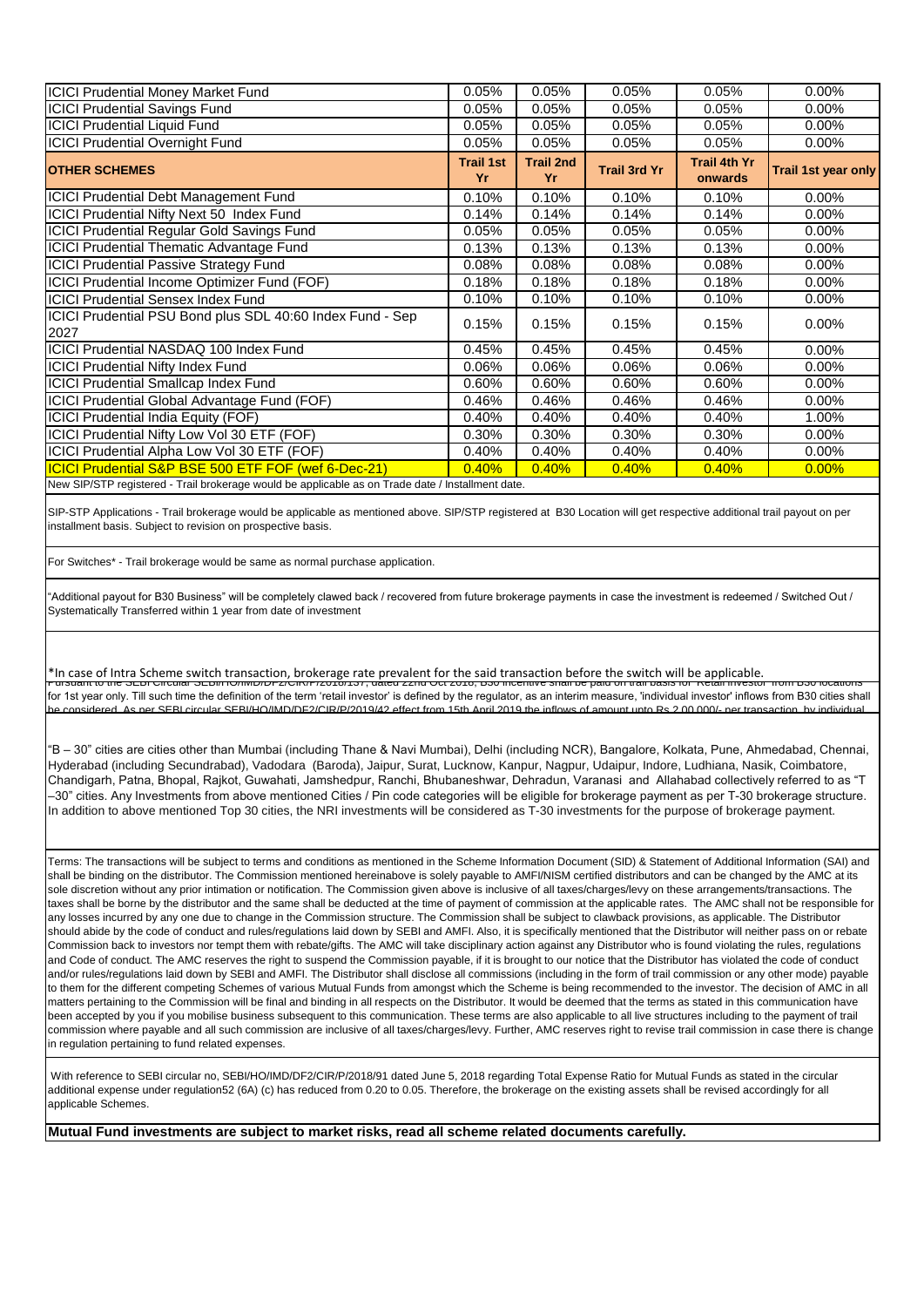| | | | | | |
|---|---|---|---|---|---|
| ICICI Prudential Money Market Fund | 0.05% | 0.05% | 0.05% | 0.05% | 0.00% |
| ICICI Prudential Savings Fund | 0.05% | 0.05% | 0.05% | 0.05% | 0.00% |
| ICICI Prudential Liquid Fund | 0.05% | 0.05% | 0.05% | 0.05% | 0.00% |
| ICICI Prudential Overnight Fund | 0.05% | 0.05% | 0.05% | 0.05% | 0.00% |
| **OTHER SCHEMES** | **Trail 1st Yr** | **Trail 2nd Yr** | **Trail 3rd Yr** | **Trail 4th Yr onwards** | **Trail 1st year only** |
| ICICI Prudential Debt Management Fund | 0.10% | 0.10% | 0.10% | 0.10% | 0.00% |
| ICICI Prudential Nifty Next 50 Index Fund | 0.14% | 0.14% | 0.14% | 0.14% | 0.00% |
| ICICI Prudential Regular Gold Savings Fund | 0.05% | 0.05% | 0.05% | 0.05% | 0.00% |
| ICICI Prudential Thematic Advantage Fund | 0.13% | 0.13% | 0.13% | 0.13% | 0.00% |
| ICICI Prudential Passive Strategy Fund | 0.08% | 0.08% | 0.08% | 0.08% | 0.00% |
| ICICI Prudential Income Optimizer Fund (FOF) | 0.18% | 0.18% | 0.18% | 0.18% | 0.00% |
| ICICI Prudential Sensex Index Fund | 0.10% | 0.10% | 0.10% | 0.10% | 0.00% |
| ICICI Prudential PSU Bond plus SDL 40:60 Index Fund - Sep 2027 | 0.15% | 0.15% | 0.15% | 0.15% | 0.00% |
| ICICI Prudential NASDAQ 100 Index Fund | 0.45% | 0.45% | 0.45% | 0.45% | 0.00% |
| ICICI Prudential Nifty Index Fund | 0.06% | 0.06% | 0.06% | 0.06% | 0.00% |
| ICICI Prudential Smallcap Index Fund | 0.60% | 0.60% | 0.60% | 0.60% | 0.00% |
| ICICI Prudential Global Advantage Fund (FOF) | 0.46% | 0.46% | 0.46% | 0.46% | 0.00% |
| ICICI Prudential India Equity (FOF) | 0.40% | 0.40% | 0.40% | 0.40% | 1.00% |
| ICICI Prudential Nifty Low Vol 30 ETF (FOF) | 0.30% | 0.30% | 0.30% | 0.30% | 0.00% |
| ICICI Prudential Alpha Low Vol 30 ETF (FOF) | 0.40% | 0.40% | 0.40% | 0.40% | 0.00% |
| ICICI Prudential S&P BSE 500 ETF FOF (wef 6-Dec-21) | 0.40% | 0.40% | 0.40% | 0.40% | 0.00% |

New SIP/STP registered - Trail brokerage would be applicable as on Trade date / Installment date.

SIP-STP Applications - Trail brokerage would be applicable as mentioned above. SIP/STP registered at B30 Location will get respective additional trail payout on per installment basis. Subject to revision on prospective basis.

For Switches* - Trail brokerage would be same as normal purchase application.

"Additional payout for B30 Business" will be completely clawed back / recovered from future brokerage payments in case the investment is redeemed / Switched Out / Systematically Transferred within 1 year from date of investment

*In case of Intra Scheme switch transaction, brokerage rate prevalent for the said transaction before the switch will be applicable.

Pursuant to the SEBI Circular SEBI/HO/IMD/DF2/CIR/P/2018/137, dated 22nd Oct 2018, B30 incentive shall be paid on trail basis for 'Retail investor' from B30 locations for 1st year only. Till such time the definition of the term 'retail investor' is defined by the regulator, as an interim measure, 'individual investor' inflows from B30 cities shall be considered. As per SEBI circular SEBI/HO/IMD/DF2/CIR/P/2019/42 effect from 15th April 2019 the inflows of amount upto Rs 2,00,000/- per transaction, by individual

"B – 30" cities are cities other than Mumbai (including Thane & Navi Mumbai), Delhi (including NCR), Bangalore, Kolkata, Pune, Ahmedabad, Chennai, Hyderabad (including Secundrabad), Vadodara (Baroda), Jaipur, Surat, Lucknow, Kanpur, Nagpur, Udaipur, Indore, Ludhiana, Nasik, Coimbatore, Chandigarh, Patna, Bhopal, Rajkot, Guwahati, Jamshedpur, Ranchi, Bhubaneshwar, Dehradun, Varanasi and Allahabad collectively referred to as "T –30" cities. Any Investments from above mentioned Cities / Pin code categories will be eligible for brokerage payment as per T-30 brokerage structure. In addition to above mentioned Top 30 cities, the NRI investments will be considered as T-30 investments for the purpose of brokerage payment.

Terms: The transactions will be subject to terms and conditions as mentioned in the Scheme Information Document (SID) & Statement of Additional Information (SAI) and shall be binding on the distributor. The Commission mentioned hereinabove is solely payable to AMFI/NISM certified distributors and can be changed by the AMC at its sole discretion without any prior intimation or notification. The Commission given above is inclusive of all taxes/charges/levy on these arrangements/transactions. The taxes shall be borne by the distributor and the same shall be deducted at the time of payment of commission at the applicable rates. The AMC shall not be responsible for any losses incurred by any one due to change in the Commission structure. The Commission shall be subject to clawback provisions, as applicable. The Distributor should abide by the code of conduct and rules/regulations laid down by SEBI and AMFI. Also, it is specifically mentioned that the Distributor will neither pass on or rebate Commission back to investors nor tempt them with rebate/gifts. The AMC will take disciplinary action against any Distributor who is found violating the rules, regulations and Code of conduct. The AMC reserves the right to suspend the Commission payable, if it is brought to our notice that the Distributor has violated the code of conduct and/or rules/regulations laid down by SEBI and AMFI. The Distributor shall disclose all commissions (including in the form of trail commission or any other mode) payable to them for the different competing Schemes of various Mutual Funds from amongst which the Scheme is being recommended to the investor. The decision of AMC in all matters pertaining to the Commission will be final and binding in all respects on the Distributor. It would be deemed that the terms as stated in this communication have been accepted by you if you mobilise business subsequent to this communication. These terms are also applicable to all live structures including to the payment of trail commission where payable and all such commission are inclusive of all taxes/charges/levy. Further, AMC reserves right to revise trail commission in case there is change in regulation pertaining to fund related expenses.

With reference to SEBI circular no, SEBI/HO/IMD/DF2/CIR/P/2018/91 dated June 5, 2018 regarding Total Expense Ratio for Mutual Funds as stated in the circular additional expense under regulation52 (6A) (c) has reduced from 0.20 to 0.05. Therefore, the brokerage on the existing assets shall be revised accordingly for all applicable Schemes.

**Mutual Fund investments are subject to market risks, read all scheme related documents carefully.**